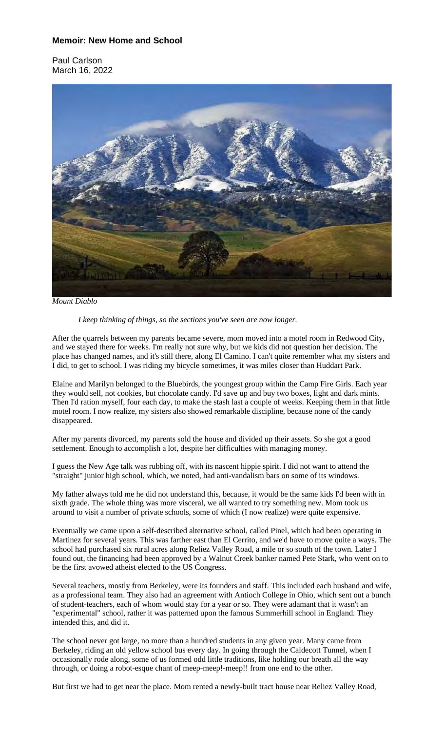# Memoir: New Home and School

Paul Carlson
March 16, 2022

*Mount Diablo*

*I keep thinking of things, so the sections you've seen are now longer.*

After the quarrels between my parents became severe, mom moved into a motel room in Redwood City, and we stayed there for weeks. I'm really not sure why, but we kids did not question her decision. The place has changed names, and it's still there, along El Camino. I can't quite remember what my sisters and I did, to get to school. I was riding my bicycle sometimes, it was miles closer than Huddart Park.

Elaine and Marilyn belonged to the Bluebirds, the youngest group within the Camp Fire Girls. Each year they would sell, not cookies, but chocolate candy. I'd save up and buy two boxes, light and dark mints. Then I'd ration myself, four each day, to make the stash last a couple of weeks. Keeping them in that little motel room. I now realize, my sisters also showed remarkable discipline, because none of the candy disappeared.

After my parents divorced, my parents sold the house and divided up their assets. So she got a good settlement. Enough to accomplish a lot, despite her difficulties with managing money.

I guess the New Age talk was rubbing off, with its nascent hippie spirit. I did not want to attend the "straight" junior high school, which, we noted, had anti-vandalism bars on some of its windows.

My father always told me he did not understand this, because, it would be the same kids I'd been with in sixth grade. The whole thing was more visceral, we all wanted to try something new. Mom took us around to visit a number of private schools, some of which (I now realize) were quite expensive.

Eventually we came upon a self-described alternative school, called Pinel, which had been operating in Martinez for several years. This was farther east than El Cerrito, and we'd have to move quite a ways. The school had purchased six rural acres along Reliez Valley Road, a mile or so south of the town. Later I found out, the financing had been approved by a Walnut Creek banker named Pete Stark, who went on to be the first avowed atheist elected to the US Congress.

Several teachers, mostly from Berkeley, were its founders and staff. This included each husband and wife, as a professional team. They also had an agreement with Antioch College in Ohio, which sent out a bunch of student-teachers, each of whom would stay for a year or so. They were adamant that it wasn't an "experimental" school, rather it was patterned upon the famous Summerhill school in England. They intended this, and did it.

The school never got large, no more than a hundred students in any given year. Many came from Berkeley, riding an old yellow school bus every day. In going through the Caldecott Tunnel, when I occasionally rode along, some of us formed odd little traditions, like holding our breath all the way through, or doing a robot-esque chant of meep-meep!-meep!! from one end to the other.

But first we had to get near the place. Mom rented a newly-built tract house near Reliez Valley Road,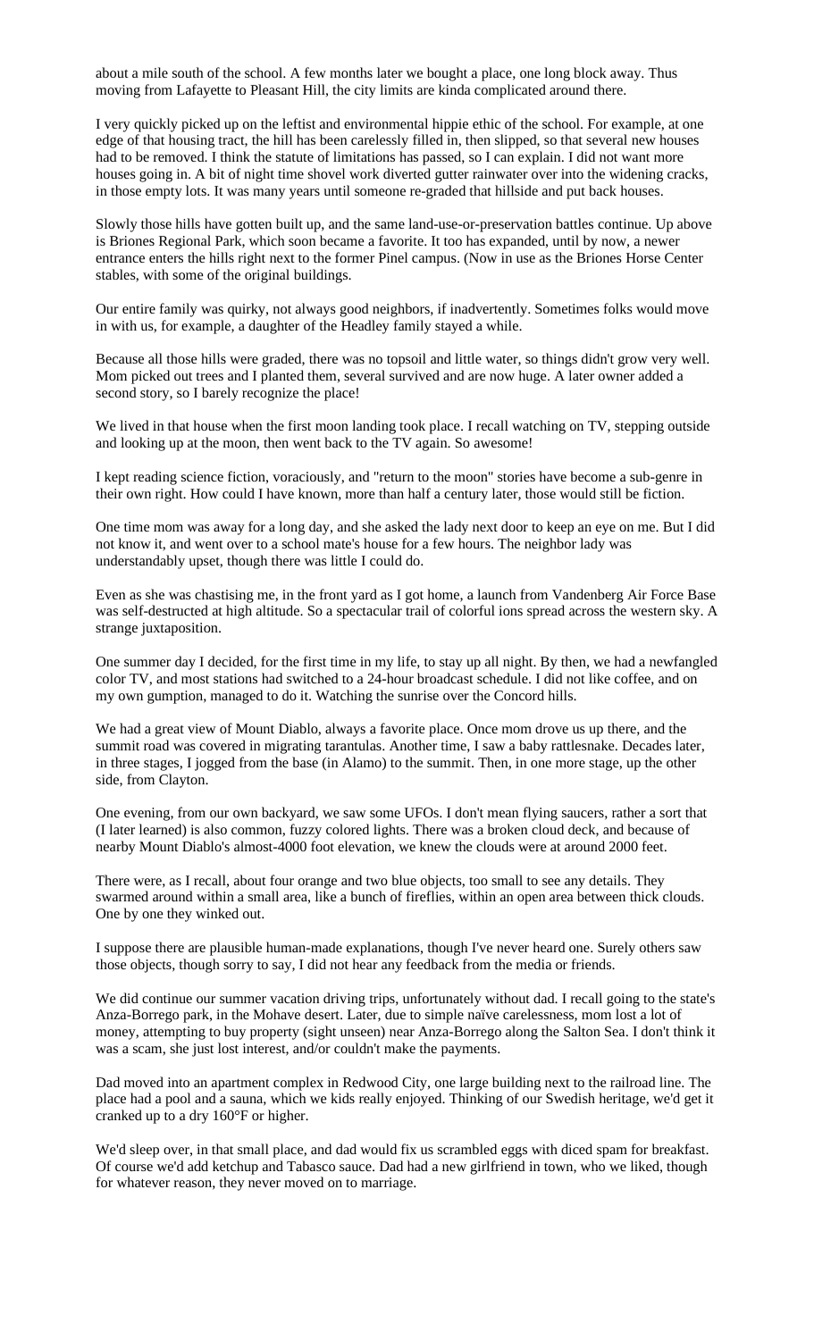about a mile south of the school. A few months later we bought a place, one long block away. Thus moving from Lafayette to Pleasant Hill, the city limits are kinda complicated around there.

I very quickly picked up on the leftist and environmental hippie ethic of the school. For example, at one edge of that housing tract, the hill has been carelessly filled in, then slipped, so that several new houses had to be removed. I think the statute of limitations has passed, so I can explain. I did not want more houses going in. A bit of night time shovel work diverted gutter rainwater over into the widening cracks, in those empty lots. It was many years until someone re-graded that hillside and put back houses.

Slowly those hills have gotten built up, and the same land-use-or-preservation battles continue. Up above is Briones Regional Park, which soon became a favorite. It too has expanded, until by now, a newer entrance enters the hills right next to the former Pinel campus. (Now in use as the Briones Horse Center stables, with some of the original buildings.

Our entire family was quirky, not always good neighbors, if inadvertently. Sometimes folks would move in with us, for example, a daughter of the Headley family stayed a while.

Because all those hills were graded, there was no topsoil and little water, so things didn't grow very well. Mom picked out trees and I planted them, several survived and are now huge. A later owner added a second story, so I barely recognize the place!

We lived in that house when the first moon landing took place. I recall watching on TV, stepping outside and looking up at the moon, then went back to the TV again. So awesome!

I kept reading science fiction, voraciously, and "return to the moon" stories have become a sub-genre in their own right. How could I have known, more than half a century later, those would still be fiction.

One time mom was away for a long day, and she asked the lady next door to keep an eye on me. But I did not know it, and went over to a school mate's house for a few hours. The neighbor lady was understandably upset, though there was little I could do.

Even as she was chastising me, in the front yard as I got home, a launch from Vandenberg Air Force Base was self-destructed at high altitude. So a spectacular trail of colorful ions spread across the western sky. A strange juxtaposition.

One summer day I decided, for the first time in my life, to stay up all night. By then, we had a newfangled color TV, and most stations had switched to a 24-hour broadcast schedule. I did not like coffee, and on my own gumption, managed to do it. Watching the sunrise over the Concord hills.

We had a great view of Mount Diablo, always a favorite place. Once mom drove us up there, and the summit road was covered in migrating tarantulas. Another time, I saw a baby rattlesnake. Decades later, in three stages, I jogged from the base (in Alamo) to the summit. Then, in one more stage, up the other side, from Clayton.

One evening, from our own backyard, we saw some UFOs. I don't mean flying saucers, rather a sort that (I later learned) is also common, fuzzy colored lights. There was a broken cloud deck, and because of nearby Mount Diablo's almost-4000 foot elevation, we knew the clouds were at around 2000 feet.

There were, as I recall, about four orange and two blue objects, too small to see any details. They swarmed around within a small area, like a bunch of fireflies, within an open area between thick clouds. One by one they winked out.

I suppose there are plausible human-made explanations, though I've never heard one. Surely others saw those objects, though sorry to say, I did not hear any feedback from the media or friends.

We did continue our summer vacation driving trips, unfortunately without dad. I recall going to the state's Anza-Borrego park, in the Mohave desert. Later, due to simple naïve carelessness, mom lost a lot of money, attempting to buy property (sight unseen) near Anza-Borrego along the Salton Sea. I don't think it was a scam, she just lost interest, and/or couldn't make the payments.

Dad moved into an apartment complex in Redwood City, one large building next to the railroad line. The place had a pool and a sauna, which we kids really enjoyed. Thinking of our Swedish heritage, we'd get it cranked up to a dry 160°F or higher.

We'd sleep over, in that small place, and dad would fix us scrambled eggs with diced spam for breakfast. Of course we'd add ketchup and Tabasco sauce. Dad had a new girlfriend in town, who we liked, though for whatever reason, they never moved on to marriage.